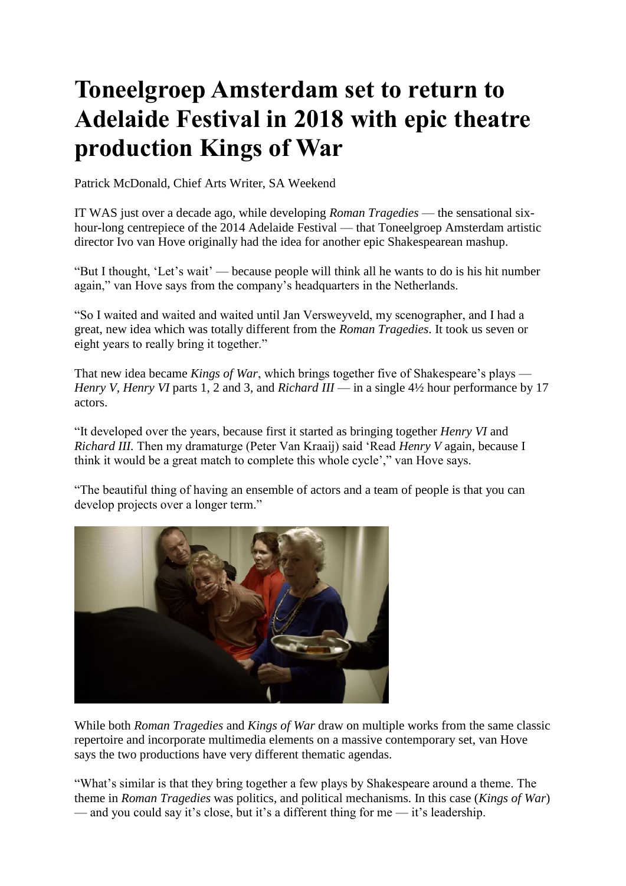# Toneelgroep Amsterdam set to return to Adelaide Festival in 2018 with epic theatre production Kings of War

Patrick McDonald, Chief Arts Writer, SA Weekend

IT WAS just over a decade ago, while developing *Roman Tragedies* — the sensational six-hour-long centrepiece of the 2014 Adelaide Festival — that Toneelgroep Amsterdam artistic director Ivo van Hove originally had the idea for another epic Shakespearean mashup.

"But I thought, 'Let's wait' — because people will think all he wants to do is his hit number again," van Hove says from the company's headquarters in the Netherlands.

"So I waited and waited and waited until Jan Versweyveld, my scenographer, and I had a great, new idea which was totally different from the *Roman Tragedies*. It took us seven or eight years to really bring it together."

That new idea became *Kings of War*, which brings together five of Shakespeare's plays — *Henry V, Henry VI* parts 1, 2 and 3, and *Richard III* — in a single 4½ hour performance by 17 actors.

"It developed over the years, because first it started as bringing together *Henry VI* and *Richard III.* Then my dramaturge (Peter Van Kraaij) said 'Read *Henry V* again, because I think it would be a great match to complete this whole cycle'," van Hove says.

"The beautiful thing of having an ensemble of actors and a team of people is that you can develop projects over a longer term."

While both *Roman Tragedies* and *Kings of War* draw on multiple works from the same classic repertoire and incorporate multimedia elements on a massive contemporary set, van Hove says the two productions have very different thematic agendas.

"What's similar is that they bring together a few plays by Shakespeare around a theme. The theme in *Roman Tragedies* was politics, and political mechanisms. In this case (*Kings of War*) — and you could say it's close, but it's a different thing for me — it's leadership.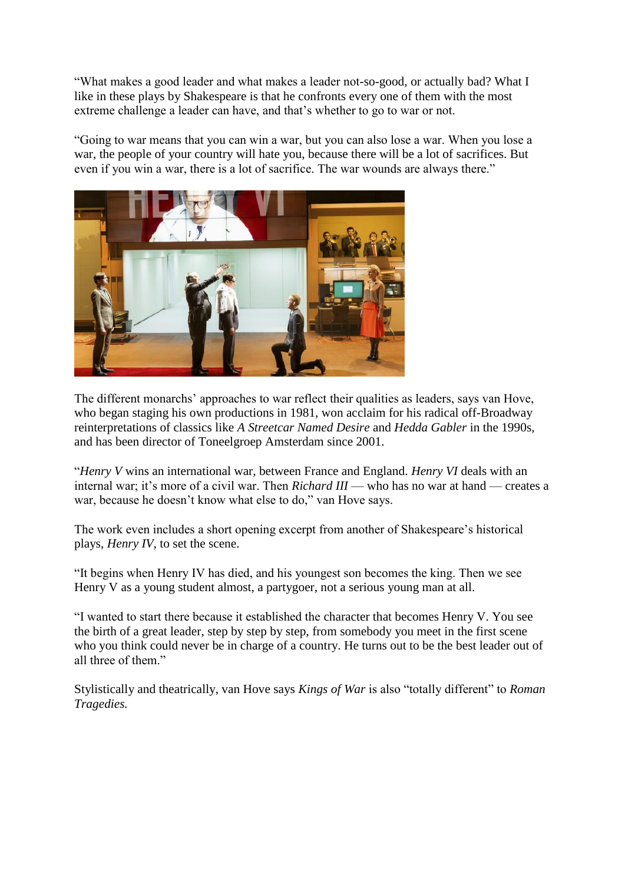"What makes a good leader and what makes a leader not-so-good, or actually bad? What I like in these plays by Shakespeare is that he confronts every one of them with the most extreme challenge a leader can have, and that's whether to go to war or not.

"Going to war means that you can win a war, but you can also lose a war. When you lose a war, the people of your country will hate you, because there will be a lot of sacrifices. But even if you win a war, there is a lot of sacrifice. The war wounds are always there."

The different monarchs' approaches to war reflect their qualities as leaders, says van Hove, who began staging his own productions in 1981, won acclaim for his radical off-Broadway reinterpretations of classics like *A Streetcar Named Desire* and *Hedda Gabler* in the 1990s, and has been director of Toneelgroep Amsterdam since 2001.

"*Henry V* wins an international war, between France and England. *Henry VI* deals with an internal war; it's more of a civil war. Then *Richard III* — who has no war at hand — creates a war, because he doesn't know what else to do," van Hove says.

The work even includes a short opening excerpt from another of Shakespeare's historical plays, *Henry IV*, to set the scene.

"It begins when Henry IV has died, and his youngest son becomes the king. Then we see Henry V as a young student almost, a partygoer, not a serious young man at all.

"I wanted to start there because it established the character that becomes Henry V. You see the birth of a great leader, step by step by step, from somebody you meet in the first scene who you think could never be in charge of a country. He turns out to be the best leader out of all three of them."

Stylistically and theatrically, van Hove says *Kings of War* is also "totally different" to *Roman Tragedies.*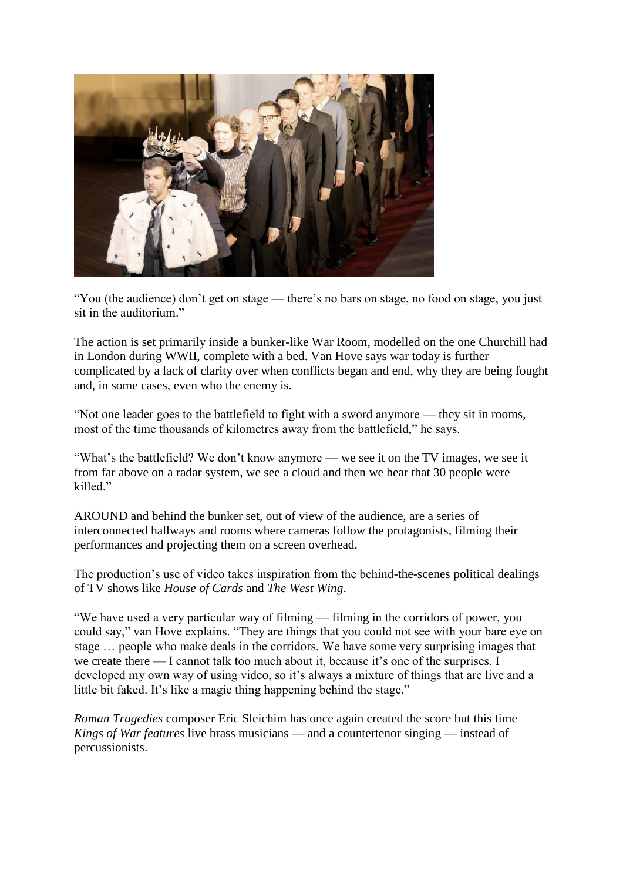“You (the audience) don’t get on stage — there’s no bars on stage, no food on stage, you just sit in the auditorium.”

The action is set primarily inside a bunker-like War Room, modelled on the one Churchill had in London during WWII, complete with a bed. Van Hove says war today is further complicated by a lack of clarity over when conflicts began and end, why they are being fought and, in some cases, even who the enemy is.

“Not one leader goes to the battlefield to fight with a sword anymore — they sit in rooms, most of the time thousands of kilometres away from the battlefield,” he says.

“What’s the battlefield? We don’t know anymore — we see it on the TV images, we see it from far above on a radar system, we see a cloud and then we hear that 30 people were killed.”

AROUND and behind the bunker set, out of view of the audience, are a series of interconnected hallways and rooms where cameras follow the protagonists, filming their performances and projecting them on a screen overhead.

The production’s use of video takes inspiration from the behind-the-scenes political dealings of TV shows like *House of Cards* and *The West Wing*.

“We have used a very particular way of filming — filming in the corridors of power, you could say,” van Hove explains. “They are things that you could not see with your bare eye on stage … people who make deals in the corridors. We have some very surprising images that we create there — I cannot talk too much about it, because it’s one of the surprises. I developed my own way of using video, so it’s always a mixture of things that are live and a little bit faked. It’s like a magic thing happening behind the stage.”

*Roman Tragedies* composer Eric Sleichim has once again created the score but this time *Kings of War features* live brass musicians — and a countertenor singing — instead of percussionists.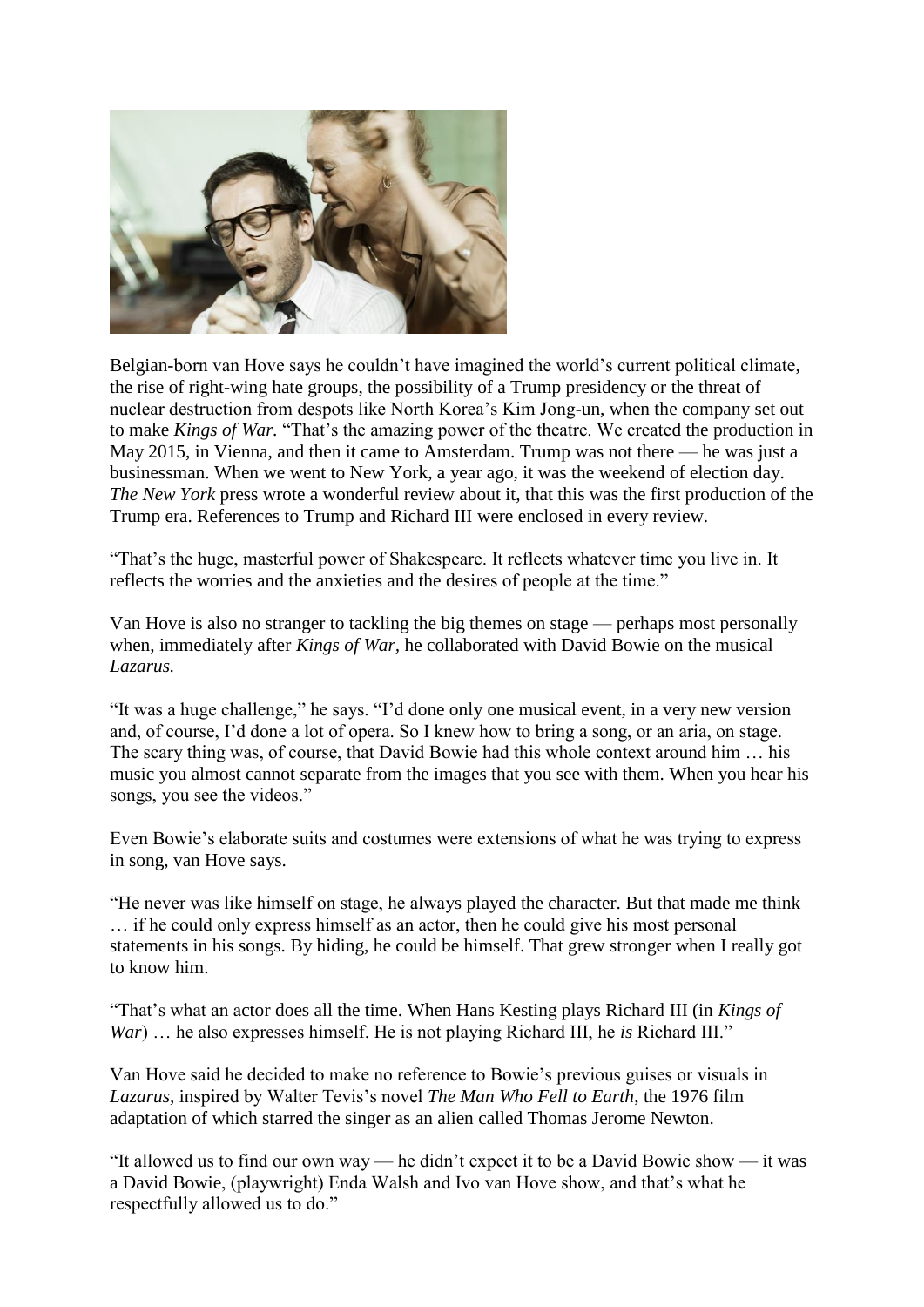Belgian-born van Hove says he couldn't have imagined the world's current political climate, the rise of right-wing hate groups, the possibility of a Trump presidency or the threat of nuclear destruction from despots like North Korea's Kim Jong-un, when the company set out to make *Kings of War.* "That's the amazing power of the theatre. We created the production in May 2015, in Vienna, and then it came to Amsterdam. Trump was not there — he was just a businessman. When we went to New York, a year ago, it was the weekend of election day. *The New York* press wrote a wonderful review about it, that this was the first production of the Trump era. References to Trump and Richard III were enclosed in every review.

"That's the huge, masterful power of Shakespeare. It reflects whatever time you live in. It reflects the worries and the anxieties and the desires of people at the time."

Van Hove is also no stranger to tackling the big themes on stage — perhaps most personally when, immediately after *Kings of War,* he collaborated with David Bowie on the musical *Lazarus.*

"It was a huge challenge," he says. "I'd done only one musical event, in a very new version and, of course, I'd done a lot of opera. So I knew how to bring a song, or an aria, on stage. The scary thing was, of course, that David Bowie had this whole context around him … his music you almost cannot separate from the images that you see with them. When you hear his songs, you see the videos."

Even Bowie's elaborate suits and costumes were extensions of what he was trying to express in song, van Hove says.

"He never was like himself on stage, he always played the character. But that made me think … if he could only express himself as an actor, then he could give his most personal statements in his songs. By hiding, he could be himself. That grew stronger when I really got to know him.

"That's what an actor does all the time. When Hans Kesting plays Richard III (in *Kings of War*) … he also expresses himself. He is not playing Richard III, he *is* Richard III."

Van Hove said he decided to make no reference to Bowie's previous guises or visuals in *Lazarus,* inspired by Walter Tevis's novel *The Man Who Fell to Earth,* the 1976 film adaptation of which starred the singer as an alien called Thomas Jerome Newton.

"It allowed us to find our own way — he didn't expect it to be a David Bowie show — it was a David Bowie, (playwright) Enda Walsh and Ivo van Hove show, and that's what he respectfully allowed us to do."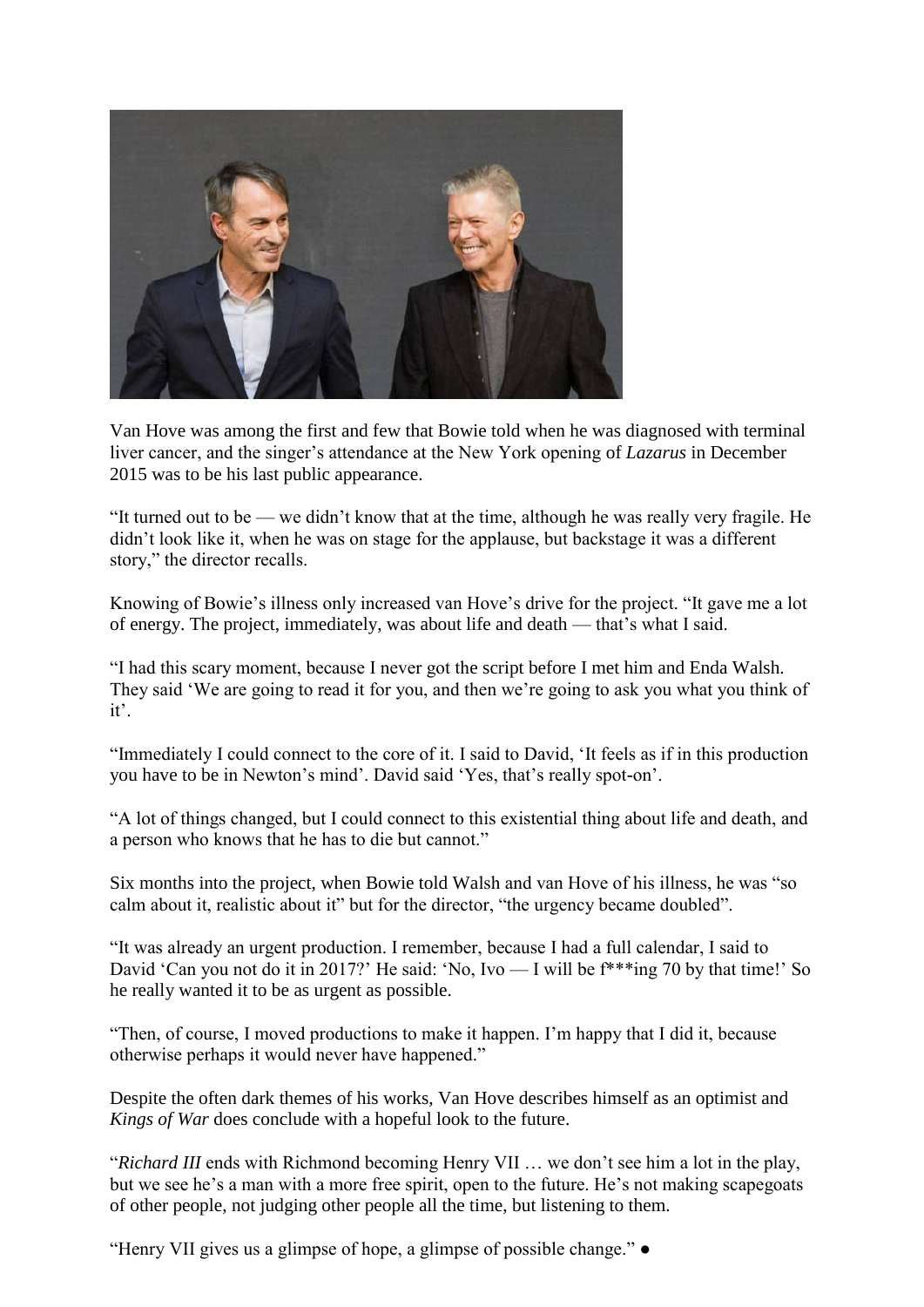Van Hove was among the first and few that Bowie told when he was diagnosed with terminal liver cancer, and the singer's attendance at the New York opening of *Lazarus* in December 2015 was to be his last public appearance.

"It turned out to be — we didn't know that at the time, although he was really very fragile. He didn't look like it, when he was on stage for the applause, but backstage it was a different story," the director recalls.

Knowing of Bowie's illness only increased van Hove's drive for the project. "It gave me a lot of energy. The project, immediately, was about life and death — that's what I said.

"I had this scary moment, because I never got the script before I met him and Enda Walsh. They said 'We are going to read it for you, and then we're going to ask you what you think of it'.

"Immediately I could connect to the core of it. I said to David, 'It feels as if in this production you have to be in Newton's mind'. David said 'Yes, that's really spot-on'.

"A lot of things changed, but I could connect to this existential thing about life and death, and a person who knows that he has to die but cannot."

Six months into the project, when Bowie told Walsh and van Hove of his illness, he was "so calm about it, realistic about it" but for the director, "the urgency became doubled".

"It was already an urgent production. I remember, because I had a full calendar, I said to David 'Can you not do it in 2017?' He said: 'No, Ivo — I will be f***ing 70 by that time!' So he really wanted it to be as urgent as possible.

"Then, of course, I moved productions to make it happen. I'm happy that I did it, because otherwise perhaps it would never have happened."

Despite the often dark themes of his works, Van Hove describes himself as an optimist and *Kings of War* does conclude with a hopeful look to the future.

"*Richard III* ends with Richmond becoming Henry VII … we don't see him a lot in the play, but we see he's a man with a more free spirit, open to the future. He's not making scapegoats of other people, not judging other people all the time, but listening to them.

"Henry VII gives us a glimpse of hope, a glimpse of possible change." ●